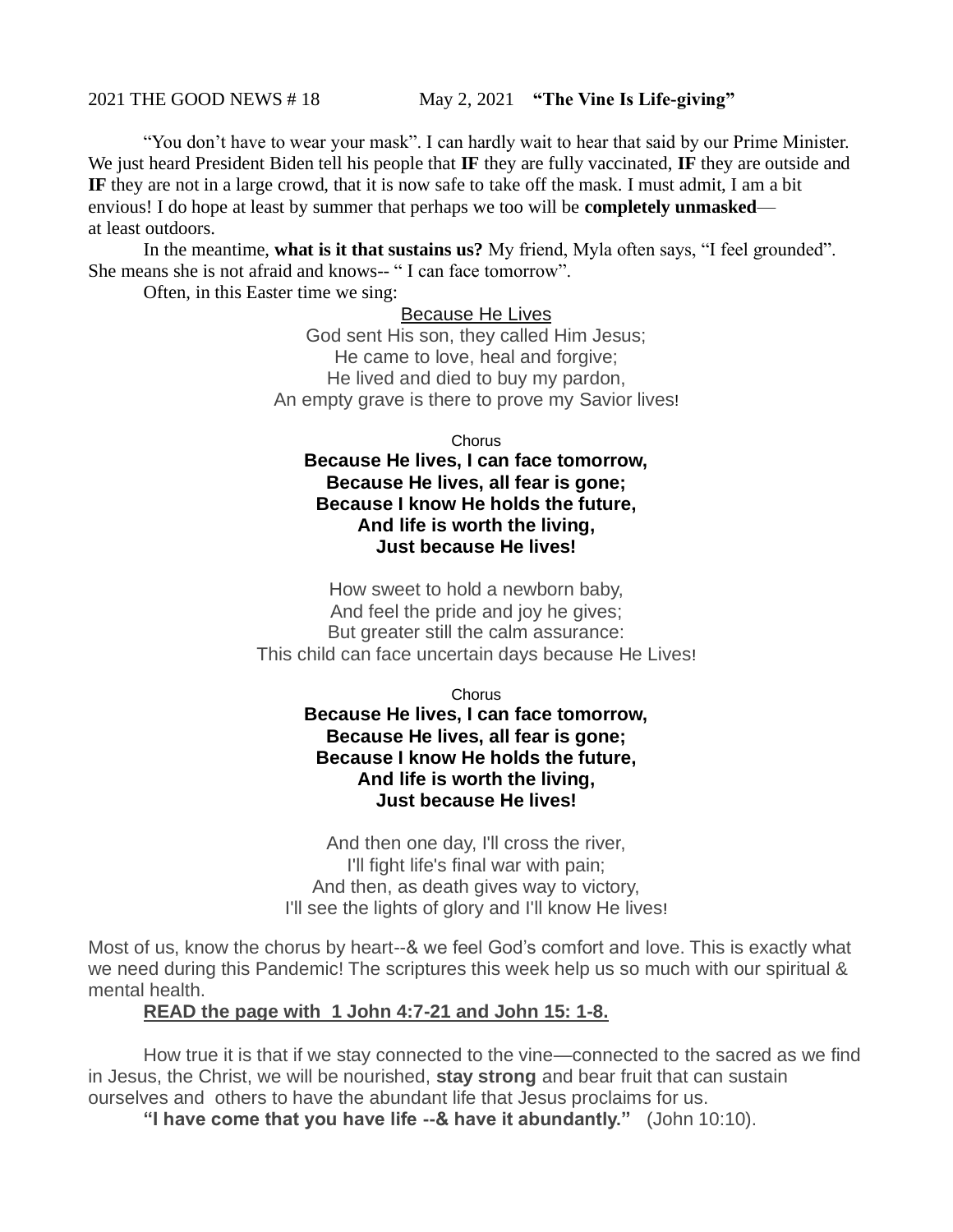2021 THE GOOD NEWS # 18 May 2, 2021 **"The Vine Is Life-giving"**

"You don't have to wear your mask". I can hardly wait to hear that said by our Prime Minister. We just heard President Biden tell his people that **IF** they are fully vaccinated, **IF** they are outside and **IF** they are not in a large crowd, that it is now safe to take off the mask. I must admit, I am a bit envious! I do hope at least by summer that perhaps we too will be **completely unmasked**— at least outdoors.

In the meantime, **what is it that sustains us?** My friend, Myla often says, "I feel grounded". She means she is not afraid and knows-- " I can face tomorrow".

Often, in this Easter time we sing:

<u>Because He Lives</u>

God sent His son, they called Him Jesus;
He came to love, heal and forgive;
He lived and died to buy my pardon,
An empty grave is there to prove my Savior lives!

Chorus

**Because He lives, I can face tomorrow,**
**Because He lives, all fear is gone;**
**Because I know He holds the future,**
**And life is worth the living,**
**Just because He lives!**

How sweet to hold a newborn baby,
And feel the pride and joy he gives;
But greater still the calm assurance:
This child can face uncertain days because He Lives!

Chorus

**Because He lives, I can face tomorrow,**
**Because He lives, all fear is gone;**
**Because I know He holds the future,**
**And life is worth the living,**
**Just because He lives!**

And then one day, I'll cross the river,
I'll fight life's final war with pain;
And then, as death gives way to victory,
I'll see the lights of glory and I'll know He lives!

Most of us, know the chorus by heart--& we feel God's comfort and love. This is exactly what we need during this Pandemic! The scriptures this week help us so much with our spiritual & mental health.

**<u>READ the page with 1 John 4:7-21 and John 15: 1-8.</u>**

How true it is that if we stay connected to the vine—connected to the sacred as we find in Jesus, the Christ, we will be nourished, **stay strong** and bear fruit that can sustain ourselves and others to have the abundant life that Jesus proclaims for us.

**"I have come that you have life --& have it abundantly."** (John 10:10).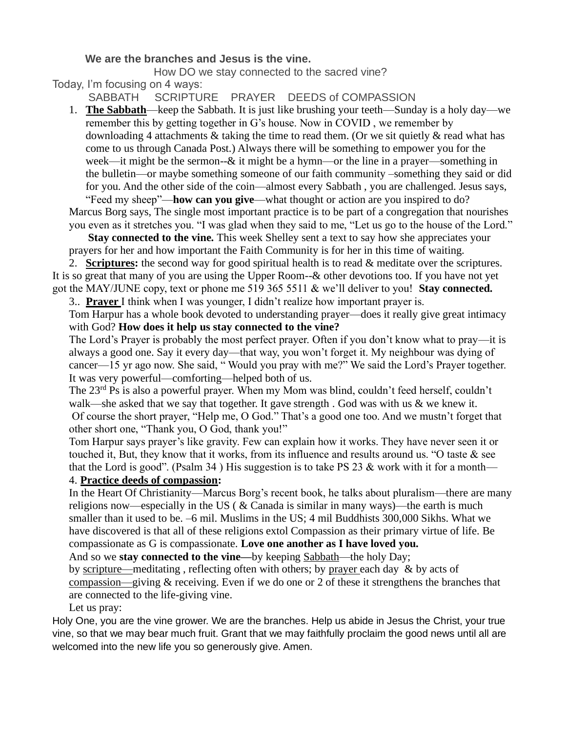**We are the branches and Jesus is the vine.**

How DO we stay connected to the sacred vine?

Today, I'm focusing on 4 ways:

SABBATH SCRIPTURE PRAYER DEEDS of COMPASSION

1. **The Sabbath**—keep the Sabbath. It is just like brushing your teeth—Sunday is a holy day—we remember this by getting together in G's house. Now in COVID , we remember by downloading 4 attachments & taking the time to read them. (Or we sit quietly & read what has come to us through Canada Post.) Always there will be something to empower you for the week—it might be the sermon--& it might be a hymn—or the line in a prayer—something in the bulletin—or maybe something someone of our faith community –something they said or did for you. And the other side of the coin—almost every Sabbath , you are challenged. Jesus says, "Feed my sheep"—**how can you give**—what thought or action are you inspired to do?

Marcus Borg says, The single most important practice is to be part of a congregation that nourishes you even as it stretches you. "I was glad when they said to me, "Let us go to the house of the Lord."

**Stay connected to the vine.** This week Shelley sent a text to say how she appreciates your prayers for her and how important the Faith Community is for her in this time of waiting.

2. **Scriptures:** the second way for good spiritual health is to read & meditate over the scriptures. It is so great that many of you are using the Upper Room--& other devotions too. If you have not yet got the MAY/JUNE copy, text or phone me 519 365 5511 & we'll deliver to you! **Stay connected.**

3.. **Prayer** I think when I was younger, I didn't realize how important prayer is.

Tom Harpur has a whole book devoted to understanding prayer—does it really give great intimacy with God? **How does it help us stay connected to the vine?**

The Lord's Prayer is probably the most perfect prayer. Often if you don't know what to pray—it is always a good one. Say it every day—that way, you won't forget it. My neighbour was dying of cancer—15 yr ago now. She said, " Would you pray with me?" We said the Lord's Prayer together. It was very powerful—comforting—helped both of us.

The 23rd Ps is also a powerful prayer. When my Mom was blind, couldn't feed herself, couldn't walk—she asked that we say that together. It gave strength . God was with us & we knew it.

Of course the short prayer, "Help me, O God." That's a good one too. And we mustn't forget that other short one, "Thank you, O God, thank you!"

Tom Harpur says prayer's like gravity. Few can explain how it works. They have never seen it or touched it, But, they know that it works, from its influence and results around us. "O taste & see that the Lord is good". (Psalm 34 ) His suggestion is to take PS 23 & work with it for a month—

4. **Practice deeds of compassion:**

In the Heart Of Christianity—Marcus Borg's recent book, he talks about pluralism—there are many religions now—especially in the US ( & Canada is similar in many ways)—the earth is much smaller than it used to be. –6 mil. Muslims in the US; 4 mil Buddhists 300,000 Sikhs. What we have discovered is that all of these religions extol Compassion as their primary virtue of life. Be compassionate as G is compassionate. **Love one another as I have loved you.**

And so we **stay connected to the vine—**by keeping Sabbath—the holy Day; by scripture—meditating , reflecting often with others; by prayer each day & by acts of compassion—giving & receiving. Even if we do one or 2 of these it strengthens the branches that are connected to the life-giving vine.

Let us pray:

Holy One, you are the vine grower. We are the branches. Help us abide in Jesus the Christ, your true vine, so that we may bear much fruit. Grant that we may faithfully proclaim the good news until all are welcomed into the new life you so generously give. Amen.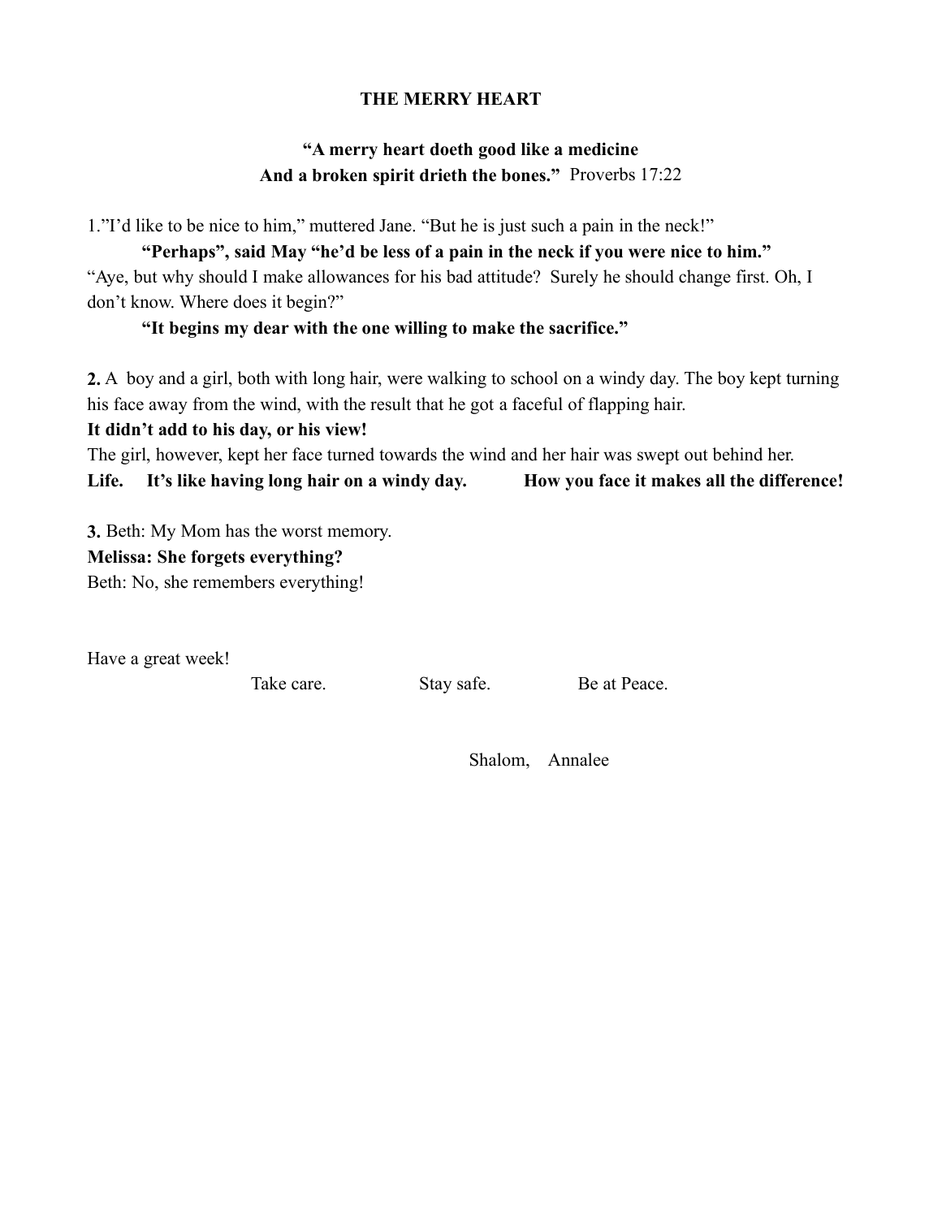# THE MERRY HEART

**"A merry heart doeth good like a medicine**
**And a broken spirit drieth the bones."** Proverbs 17:22

1."I'd like to be nice to him," muttered Jane. "But he is just such a pain in the neck!"

**"Perhaps", said May "he'd be less of a pain in the neck if you were nice to him."**

"Aye, but why should I make allowances for his bad attitude? Surely he should change first. Oh, I don't know. Where does it begin?"

**"It begins my dear with the one willing to make the sacrifice."**

**2.** A boy and a girl, both with long hair, were walking to school on a windy day. The boy kept turning his face away from the wind, with the result that he got a faceful of flapping hair.

**It didn't add to his day, or his view!**

The girl, however, kept her face turned towards the wind and her hair was swept out behind her.

**Life. It's like having long hair on a windy day. How you face it makes all the difference!**

**3.** Beth: My Mom has the worst memory.

**Melissa: She forgets everything?**

Beth: No, she remembers everything!

Have a great week!

Take care. Stay safe. Be at Peace.

Shalom, Annalee